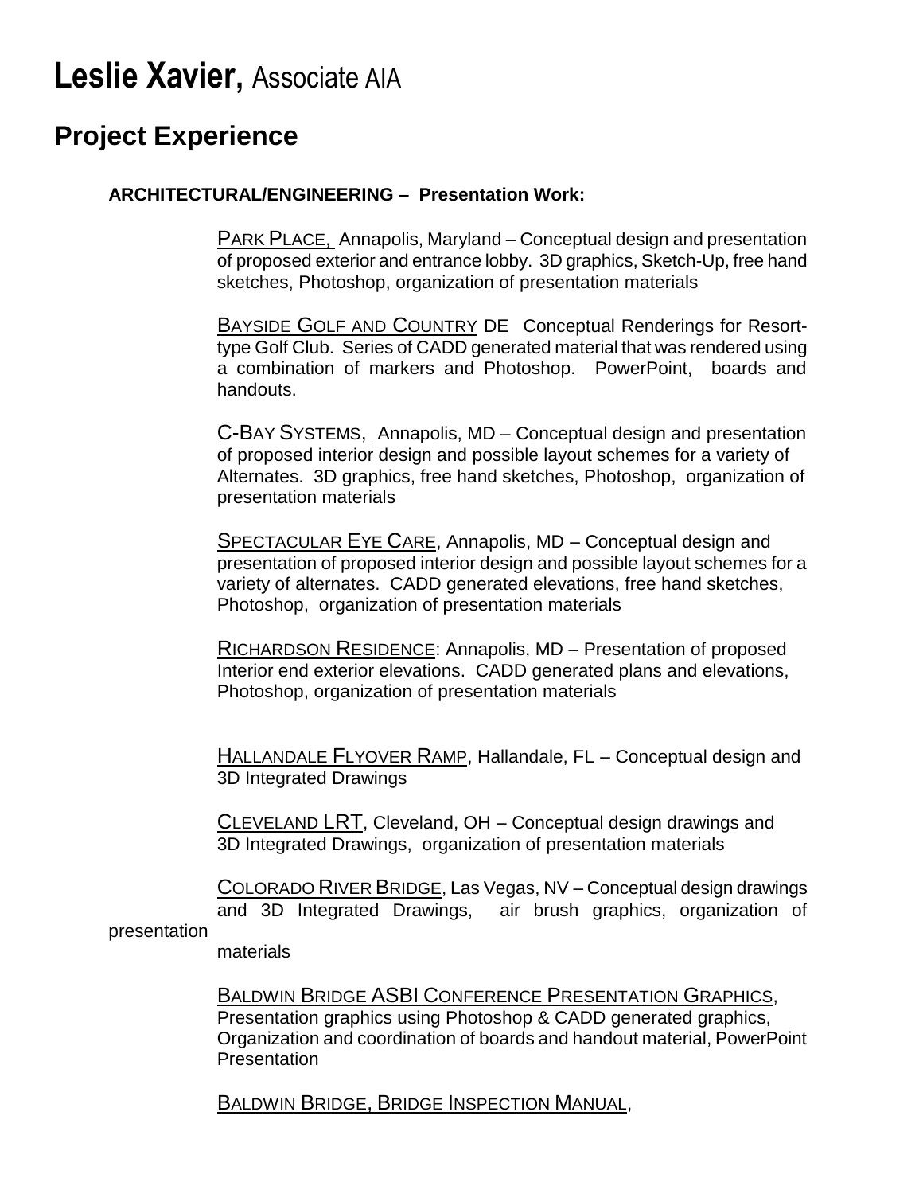# Leslie Xavier, Associate AIA

## Project Experience

**ARCHITECTURAL/ENGINEERING – Presentation Work:**

PARK PLACE, Annapolis, Maryland – Conceptual design and presentation of proposed exterior and entrance lobby. 3D graphics, Sketch-Up, free hand sketches, Photoshop, organization of presentation materials

BAYSIDE GOLF AND COUNTRY DE Conceptual Renderings for Resort-type Golf Club. Series of CADD generated material that was rendered using a combination of markers and Photoshop. PowerPoint, boards and handouts.

C-BAY SYSTEMS, Annapolis, MD – Conceptual design and presentation of proposed interior design and possible layout schemes for a variety of Alternates. 3D graphics, free hand sketches, Photoshop, organization of presentation materials

SPECTACULAR EYE CARE, Annapolis, MD – Conceptual design and presentation of proposed interior design and possible layout schemes for a variety of alternates. CADD generated elevations, free hand sketches, Photoshop, organization of presentation materials

RICHARDSON RESIDENCE: Annapolis, MD – Presentation of proposed Interior end exterior elevations. CADD generated plans and elevations, Photoshop, organization of presentation materials

HALLANDALE FLYOVER RAMP, Hallandale, FL – Conceptual design and 3D Integrated Drawings

CLEVELAND LRT, Cleveland, OH – Conceptual design drawings and 3D Integrated Drawings, organization of presentation materials

COLORADO RIVER BRIDGE, Las Vegas, NV – Conceptual design drawings and 3D Integrated Drawings, air brush graphics, organization of presentation materials

BALDWIN BRIDGE ASBI CONFERENCE PRESENTATION GRAPHICS, Presentation graphics using Photoshop & CADD generated graphics, Organization and coordination of boards and handout material, PowerPoint Presentation

BALDWIN BRIDGE, BRIDGE INSPECTION MANUAL,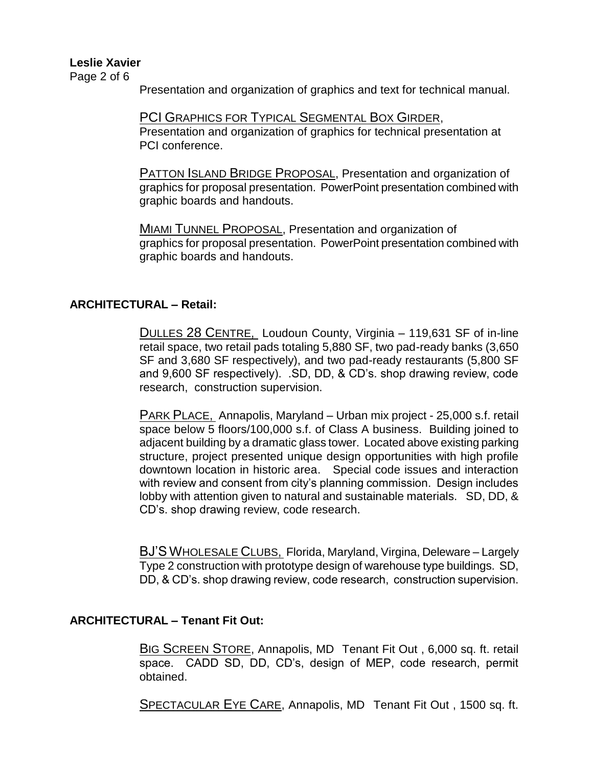Presentation and organization of graphics and text for technical manual.

PCI GRAPHICS FOR TYPICAL SEGMENTAL BOX GIRDER, Presentation and organization of graphics for technical presentation at PCI conference.

PATTON ISLAND BRIDGE PROPOSAL, Presentation and organization of graphics for proposal presentation. PowerPoint presentation combined with graphic boards and handouts.

MIAMI TUNNEL PROPOSAL, Presentation and organization of graphics for proposal presentation. PowerPoint presentation combined with graphic boards and handouts.

**ARCHITECTURAL – Retail:**

DULLES 28 CENTRE, Loudoun County, Virginia – 119,631 SF of in-line retail space, two retail pads totaling 5,880 SF, two pad-ready banks (3,650 SF and 3,680 SF respectively), and two pad-ready restaurants (5,800 SF and 9,600 SF respectively). .SD, DD, & CD's. shop drawing review, code research, construction supervision.

PARK PLACE, Annapolis, Maryland – Urban mix project - 25,000 s.f. retail space below 5 floors/100,000 s.f. of Class A business. Building joined to adjacent building by a dramatic glass tower. Located above existing parking structure, project presented unique design opportunities with high profile downtown location in historic area. Special code issues and interaction with review and consent from city's planning commission. Design includes lobby with attention given to natural and sustainable materials. SD, DD, & CD's. shop drawing review, code research.

BJ'S WHOLESALE CLUBS, Florida, Maryland, Virgina, Deleware – Largely Type 2 construction with prototype design of warehouse type buildings. SD, DD, & CD's. shop drawing review, code research, construction supervision.

**ARCHITECTURAL – Tenant Fit Out:**

BIG SCREEN STORE, Annapolis, MD Tenant Fit Out , 6,000 sq. ft. retail space. CADD SD, DD, CD's, design of MEP, code research, permit obtained.

SPECTACULAR EYE CARE, Annapolis, MD Tenant Fit Out , 1500 sq. ft.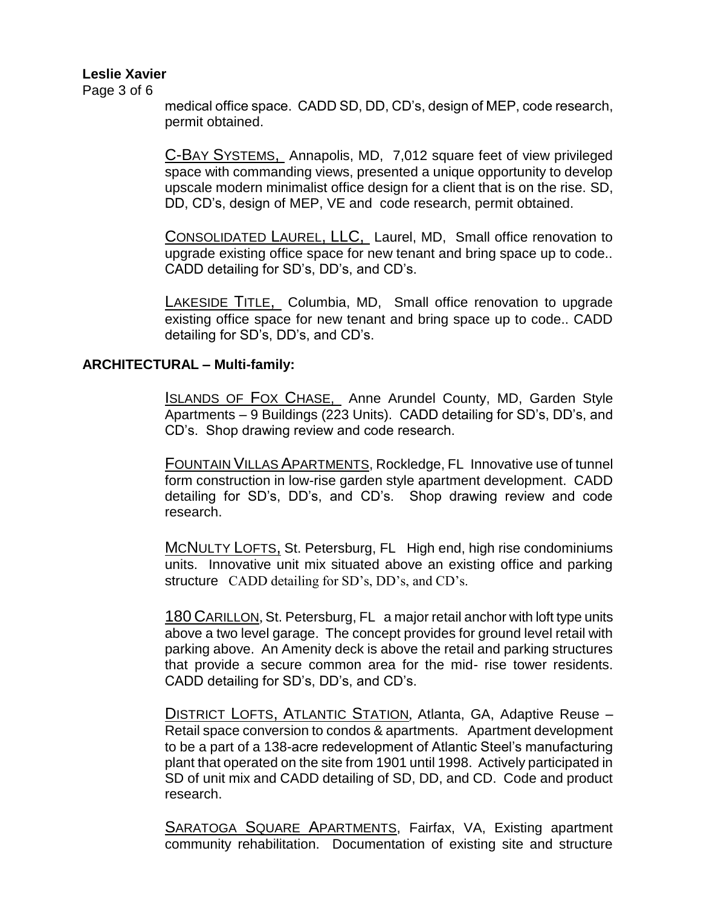medical office space. CADD SD, DD, CD's, design of MEP, code research, permit obtained.

C-BAY SYSTEMS, Annapolis, MD, 7,012 square feet of view privileged space with commanding views, presented a unique opportunity to develop upscale modern minimalist office design for a client that is on the rise. SD, DD, CD's, design of MEP, VE and code research, permit obtained.

CONSOLIDATED LAUREL, LLC, Laurel, MD, Small office renovation to upgrade existing office space for new tenant and bring space up to code.. CADD detailing for SD's, DD's, and CD's.

LAKESIDE TITLE, Columbia, MD, Small office renovation to upgrade existing office space for new tenant and bring space up to code.. CADD detailing for SD's, DD's, and CD's.

**ARCHITECTURAL – Multi-family:**

ISLANDS OF FOX CHASE, Anne Arundel County, MD, Garden Style Apartments – 9 Buildings (223 Units). CADD detailing for SD's, DD's, and CD's. Shop drawing review and code research.

FOUNTAIN VILLAS APARTMENTS, Rockledge, FL Innovative use of tunnel form construction in low-rise garden style apartment development. CADD detailing for SD's, DD's, and CD's. Shop drawing review and code research.

MCNULTY LOFTS, St. Petersburg, FL High end, high rise condominiums units. Innovative unit mix situated above an existing office and parking structure CADD detailing for SD's, DD's, and CD's.

180 CARILLON, St. Petersburg, FL a major retail anchor with loft type units above a two level garage. The concept provides for ground level retail with parking above. An Amenity deck is above the retail and parking structures that provide a secure common area for the mid- rise tower residents. CADD detailing for SD's, DD's, and CD's.

DISTRICT LOFTS, ATLANTIC STATION, Atlanta, GA, Adaptive Reuse – Retail space conversion to condos & apartments. Apartment development to be a part of a 138-acre redevelopment of Atlantic Steel's manufacturing plant that operated on the site from 1901 until 1998. Actively participated in SD of unit mix and CADD detailing of SD, DD, and CD. Code and product research.

SARATOGA SQUARE APARTMENTS, Fairfax, VA, Existing apartment community rehabilitation. Documentation of existing site and structure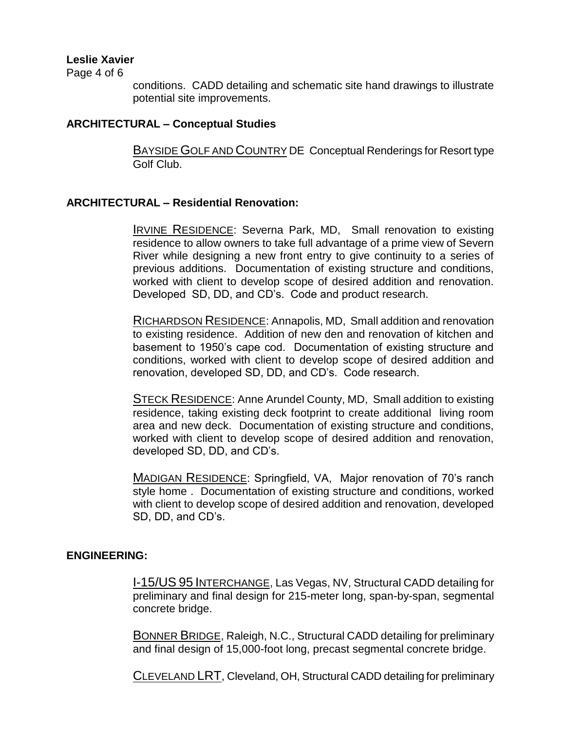conditions. CADD detailing and schematic site hand drawings to illustrate potential site improvements.

**ARCHITECTURAL – Conceptual Studies**

BAYSIDE GOLF AND COUNTRY DE Conceptual Renderings for Resort type Golf Club.

**ARCHITECTURAL – Residential Renovation:**

IRVINE RESIDENCE: Severna Park, MD, Small renovation to existing residence to allow owners to take full advantage of a prime view of Severn River while designing a new front entry to give continuity to a series of previous additions. Documentation of existing structure and conditions, worked with client to develop scope of desired addition and renovation. Developed SD, DD, and CD's. Code and product research.

RICHARDSON RESIDENCE: Annapolis, MD, Small addition and renovation to existing residence. Addition of new den and renovation of kitchen and basement to 1950's cape cod. Documentation of existing structure and conditions, worked with client to develop scope of desired addition and renovation, developed SD, DD, and CD's. Code research.

STECK RESIDENCE: Anne Arundel County, MD, Small addition to existing residence, taking existing deck footprint to create additional living room area and new deck. Documentation of existing structure and conditions, worked with client to develop scope of desired addition and renovation, developed SD, DD, and CD's.

MADIGAN RESIDENCE: Springfield, VA, Major renovation of 70's ranch style home . Documentation of existing structure and conditions, worked with client to develop scope of desired addition and renovation, developed SD, DD, and CD's.

**ENGINEERING:**

I-15/US 95 INTERCHANGE, Las Vegas, NV, Structural CADD detailing for preliminary and final design for 215-meter long, span-by-span, segmental concrete bridge.

BONNER BRIDGE, Raleigh, N.C., Structural CADD detailing for preliminary and final design of 15,000-foot long, precast segmental concrete bridge.

CLEVELAND LRT, Cleveland, OH, Structural CADD detailing for preliminary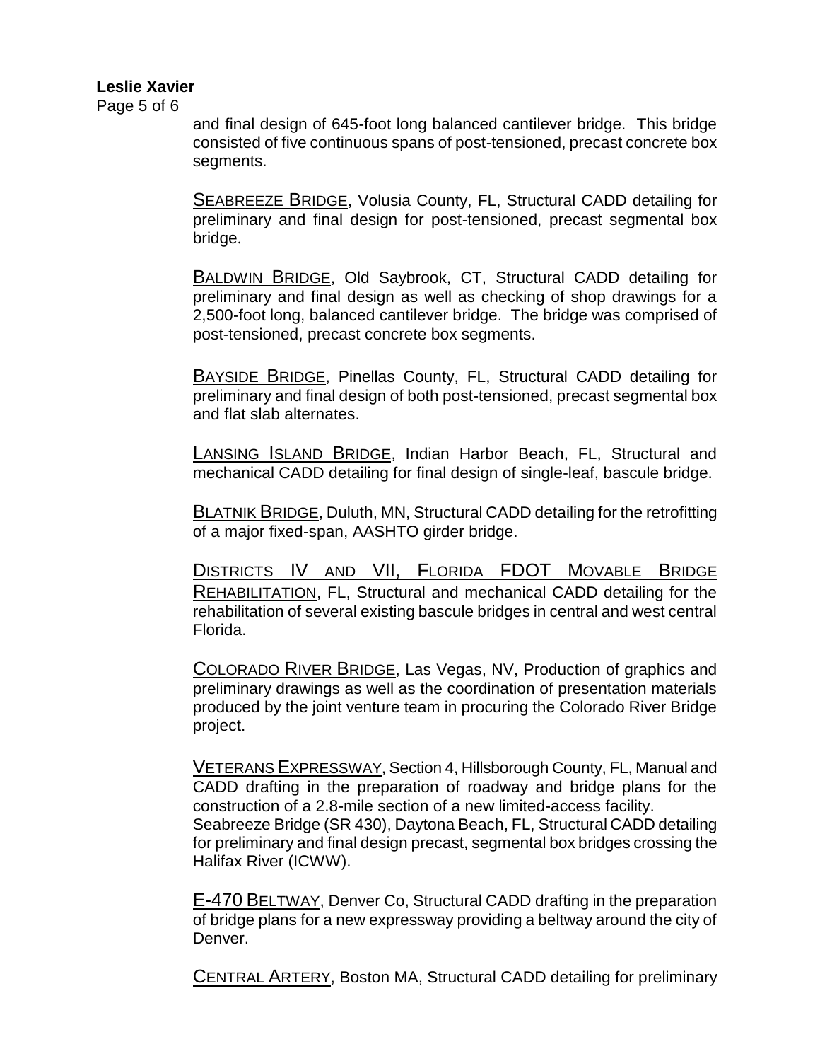and final design of 645-foot long balanced cantilever bridge. This bridge consisted of five continuous spans of post-tensioned, precast concrete box segments.

Seabreeze Bridge, Volusia County, FL, Structural CADD detailing for preliminary and final design for post-tensioned, precast segmental box bridge.

Baldwin Bridge, Old Saybrook, CT, Structural CADD detailing for preliminary and final design as well as checking of shop drawings for a 2,500-foot long, balanced cantilever bridge. The bridge was comprised of post-tensioned, precast concrete box segments.

Bayside Bridge, Pinellas County, FL, Structural CADD detailing for preliminary and final design of both post-tensioned, precast segmental box and flat slab alternates.

Lansing Island Bridge, Indian Harbor Beach, FL, Structural and mechanical CADD detailing for final design of single-leaf, bascule bridge.

Blatnik Bridge, Duluth, MN, Structural CADD detailing for the retrofitting of a major fixed-span, AASHTO girder bridge.

Districts IV and VII, Florida FDOT Movable Bridge Rehabilitation, FL, Structural and mechanical CADD detailing for the rehabilitation of several existing bascule bridges in central and west central Florida.

Colorado River Bridge, Las Vegas, NV, Production of graphics and preliminary drawings as well as the coordination of presentation materials produced by the joint venture team in procuring the Colorado River Bridge project.

Veterans Expressway, Section 4, Hillsborough County, FL, Manual and CADD drafting in the preparation of roadway and bridge plans for the construction of a 2.8-mile section of a new limited-access facility.
Seabreeze Bridge (SR 430), Daytona Beach, FL, Structural CADD detailing for preliminary and final design precast, segmental box bridges crossing the Halifax River (ICWW).

E-470 Beltway, Denver Co, Structural CADD drafting in the preparation of bridge plans for a new expressway providing a beltway around the city of Denver.

Central Artery, Boston MA, Structural CADD detailing for preliminary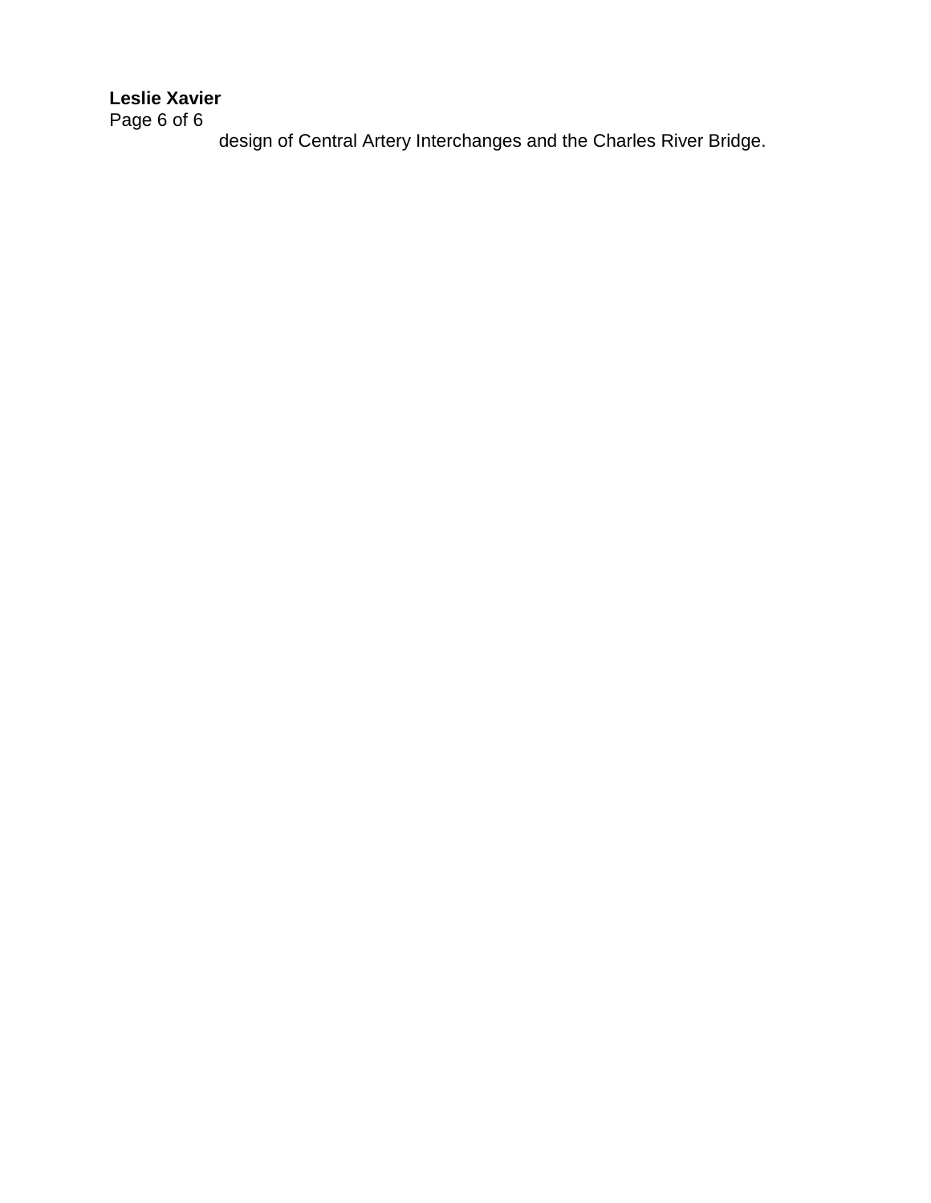design of Central Artery Interchanges and the Charles River Bridge.